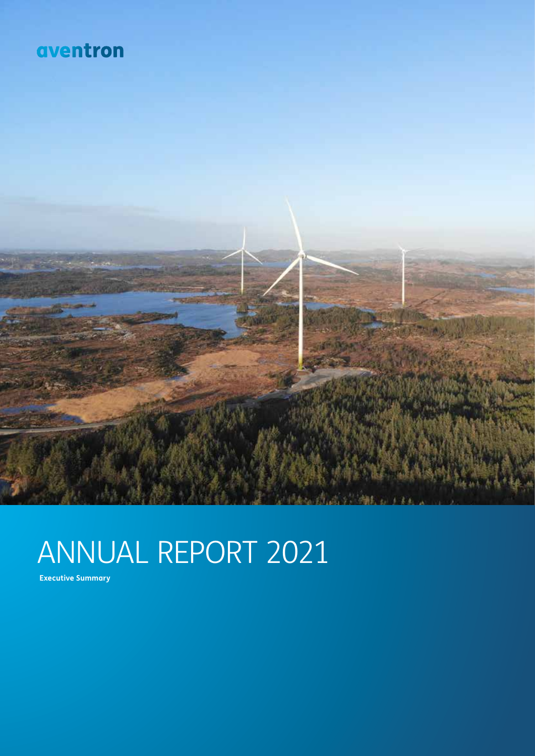aventron

# ANNUAL REPORT 2021

**Executive Summary**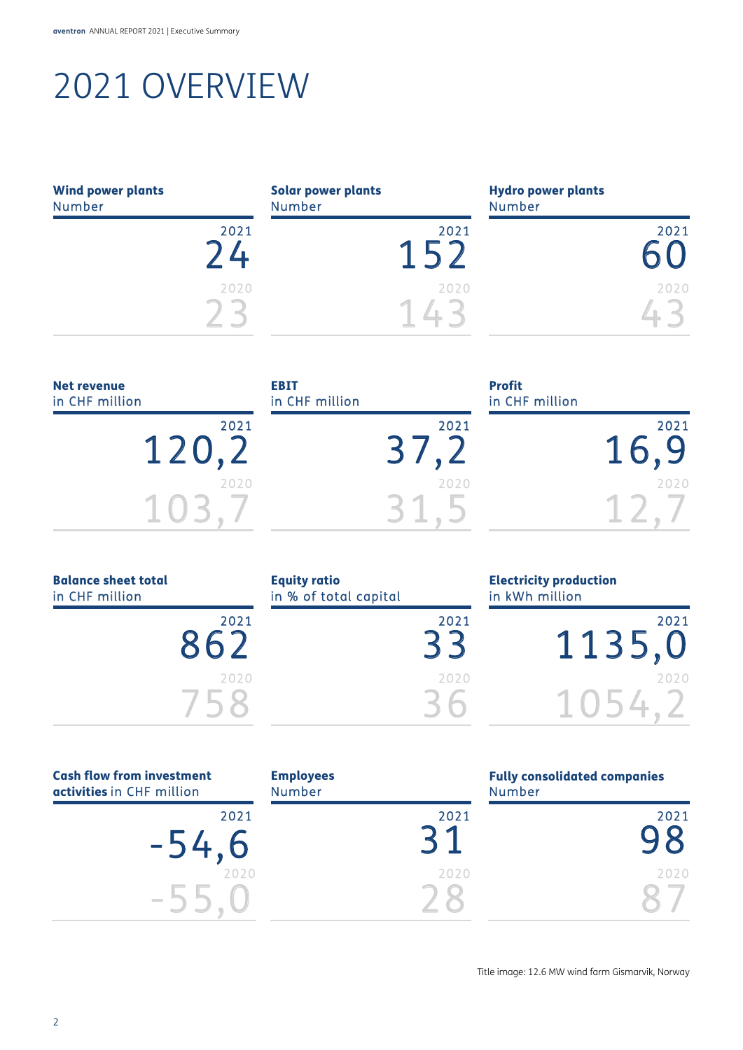# 2021 OVERVIEW

| Indicator | 2021 | 2020 |
|---|---|---|
| **Wind power plants** Number | 24 | 23 |
| **Solar power plants** Number | 152 | 143 |
| **Hydro power plants** Number | 60 | 43 |
| **Net revenue** in CHF million | 120,2 | 103,7 |
| **EBIT** in CHF million | 37,2 | 31,5 |
| **Profit** in CHF million | 16,9 | 12,7 |
| **Balance sheet total** in CHF million | 862 | 758 |
| **Equity ratio** in % of total capital | 33 | 36 |
| **Electricity production** in kWh million | 1135,0 | 1054,2 |
| **Cash flow from investment activities** in CHF million | -54,6 | -55,0 |
| **Employees** Number | 31 | 28 |
| **Fully consolidated companies** Number | 98 | 87 |

Title image: 12.6 MW wind farm Gismarvik, Norway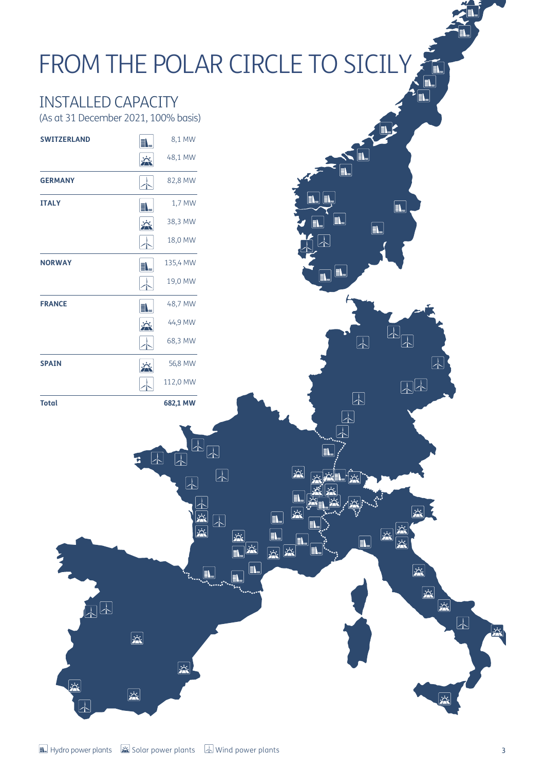# FROM THE POLAR CIRCLE TO SICILY

## INSTALLED CAPACITY

(As at 31 December 2021, 100% basis)

| Country | Type | Capacity |
|---|---|---|
| **SWITZERLAND** | Hydro | 8,1 MW |
| | Solar | 48,1 MW |
| **GERMANY** | Wind | 82,8 MW |
| **ITALY** | Hydro | 1,7 MW |
| | Solar | 38,3 MW |
| | Wind | 18,0 MW |
| **NORWAY** | Hydro | 135,4 MW |
| | Wind | 19,0 MW |
| **FRANCE** | Hydro | 48,7 MW |
| | Solar | 44,9 MW |
| | Wind | 68,3 MW |
| **SPAIN** | Solar | 56,8 MW |
| | Wind | 112,0 MW |
| **Total** | | **682,1 MW** |

Hydro power plants · Solar power plants · Wind power plants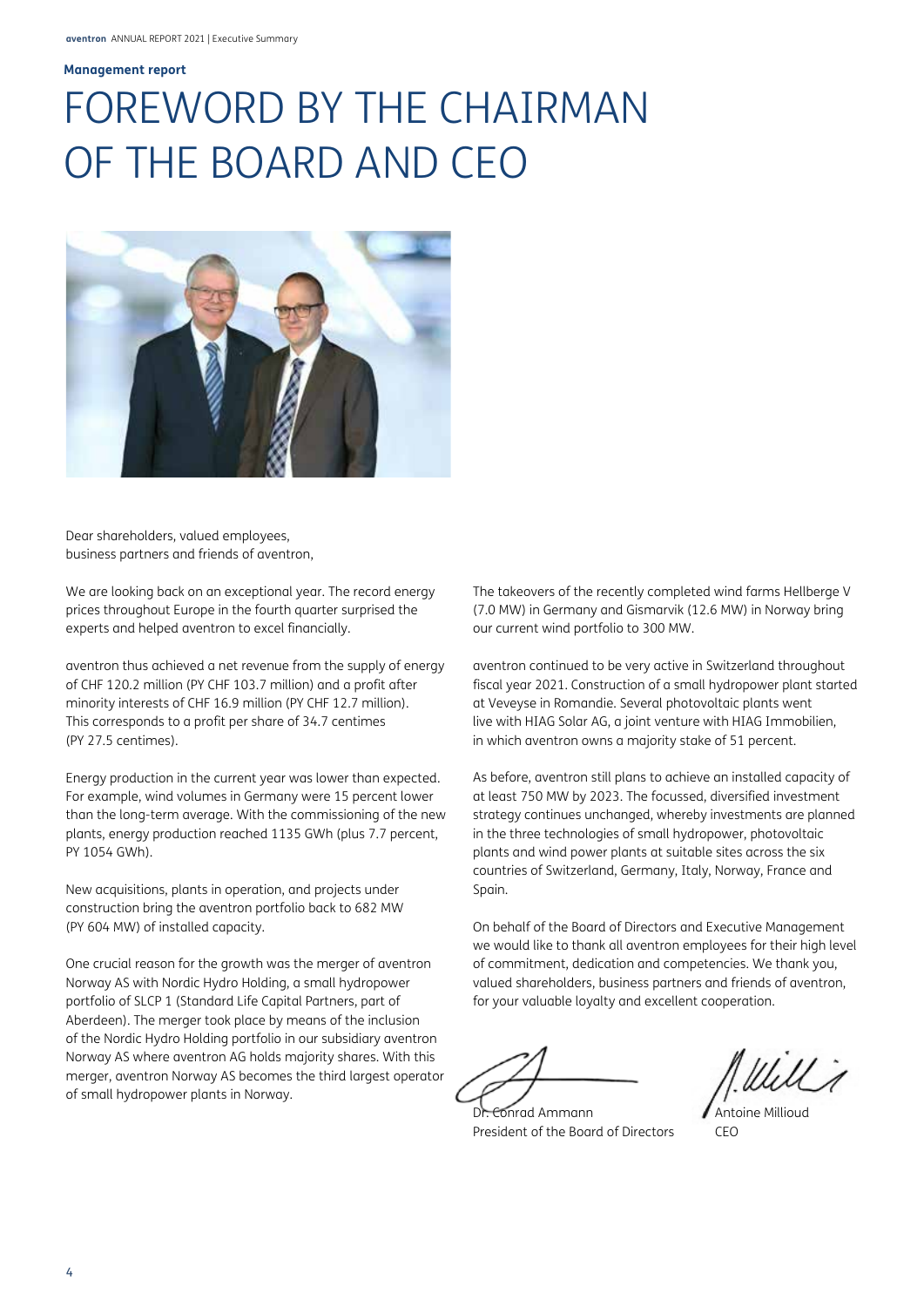**Management report**

# FOREWORD BY THE CHAIRMAN OF THE BOARD AND CEO

Dear shareholders, valued employees,
business partners and friends of aventron,

We are looking back on an exceptional year. The record energy prices throughout Europe in the fourth quarter surprised the experts and helped aventron to excel financially.

aventron thus achieved a net revenue from the supply of energy of CHF 120.2 million (PY CHF 103.7 million) and a profit after minority interests of CHF 16.9 million (PY CHF 12.7 million). This corresponds to a profit per share of 34.7 centimes (PY 27.5 centimes).

Energy production in the current year was lower than expected. For example, wind volumes in Germany were 15 percent lower than the long-term average. With the commissioning of the new plants, energy production reached 1135 GWh (plus 7.7 percent, PY 1054 GWh).

New acquisitions, plants in operation, and projects under construction bring the aventron portfolio back to 682 MW (PY 604 MW) of installed capacity.

One crucial reason for the growth was the merger of aventron Norway AS with Nordic Hydro Holding, a small hydropower portfolio of SLCP 1 (Standard Life Capital Partners, part of Aberdeen). The merger took place by means of the inclusion of the Nordic Hydro Holding portfolio in our subsidiary aventron Norway AS where aventron AG holds majority shares. With this merger, aventron Norway AS becomes the third largest operator of small hydropower plants in Norway.

The takeovers of the recently completed wind farms Hellberge V (7.0 MW) in Germany and Gismarvik (12.6 MW) in Norway bring our current wind portfolio to 300 MW.

aventron continued to be very active in Switzerland throughout fiscal year 2021. Construction of a small hydropower plant started at Veveyse in Romandie. Several photovoltaic plants went live with HIAG Solar AG, a joint venture with HIAG Immobilien, in which aventron owns a majority stake of 51 percent.

As before, aventron still plans to achieve an installed capacity of at least 750 MW by 2023. The focussed, diversified investment strategy continues unchanged, whereby investments are planned in the three technologies of small hydropower, photovoltaic plants and wind power plants at suitable sites across the six countries of Switzerland, Germany, Italy, Norway, France and Spain.

On behalf of the Board of Directors and Executive Management we would like to thank all aventron employees for their high level of commitment, dedication and competencies. We thank you, valued shareholders, business partners and friends of aventron, for your valuable loyalty and excellent cooperation.

Dr. Conrad Ammann
President of the Board of Directors

Antoine Millioud
CEO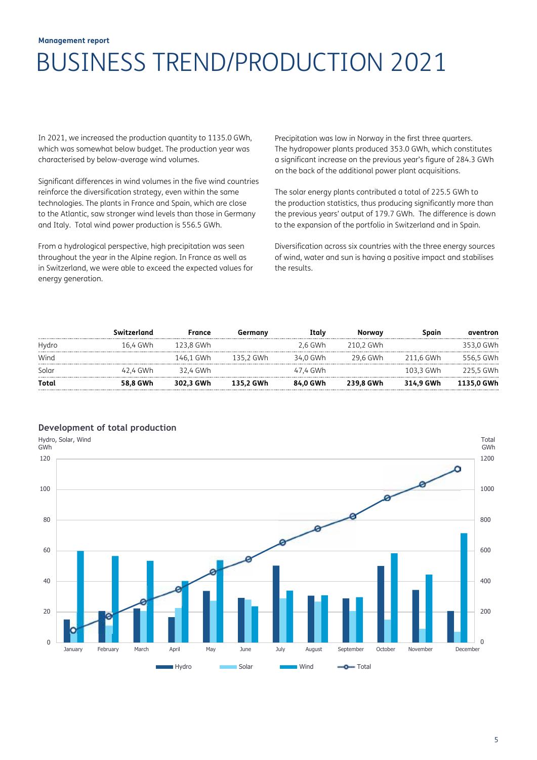**Management report**

# BUSINESS TREND/PRODUCTION 2021

In 2021, we increased the production quantity to 1135.0 GWh, which was somewhat below budget. The production year was characterised by below-average wind volumes.

Significant differences in wind volumes in the five wind countries reinforce the diversification strategy, even within the same technologies. The plants in France and Spain, which are close to the Atlantic, saw stronger wind levels than those in Germany and Italy. Total wind power production is 556.5 GWh.

From a hydrological perspective, high precipitation was seen throughout the year in the Alpine region. In France as well as in Switzerland, we were able to exceed the expected values for energy generation.

Precipitation was low in Norway in the first three quarters. The hydropower plants produced 353.0 GWh, which constitutes a significant increase on the previous year's figure of 284.3 GWh on the back of the additional power plant acquisitions.

The solar energy plants contributed a total of 225.5 GWh to the production statistics, thus producing significantly more than the previous years' output of 179.7 GWh. The difference is down to the expansion of the portfolio in Switzerland and in Spain.

Diversification across six countries with the three energy sources of wind, water and sun is having a positive impact and stabilises the results.

| | Switzerland | France | Germany | Italy | Norway | Spain | aventron |
|---|---|---|---|---|---|---|---|
| Hydro | 16,4 GWh | 123,8 GWh | | 2,6 GWh | 210,2 GWh | | 353,0 GWh |
| Wind | | 146,1 GWh | 135,2 GWh | 34,0 GWh | 29,6 GWh | 211,6 GWh | 556,5 GWh |
| Solar | 42,4 GWh | 32,4 GWh | | 47,4 GWh | | 103,3 GWh | 225,5 GWh |
| **Total** | **58,8 GWh** | **302,3 GWh** | **135,2 GWh** | **84,0 GWh** | **239,8 GWh** | **314,9 GWh** | **1135,0 GWh** |

## Development of total production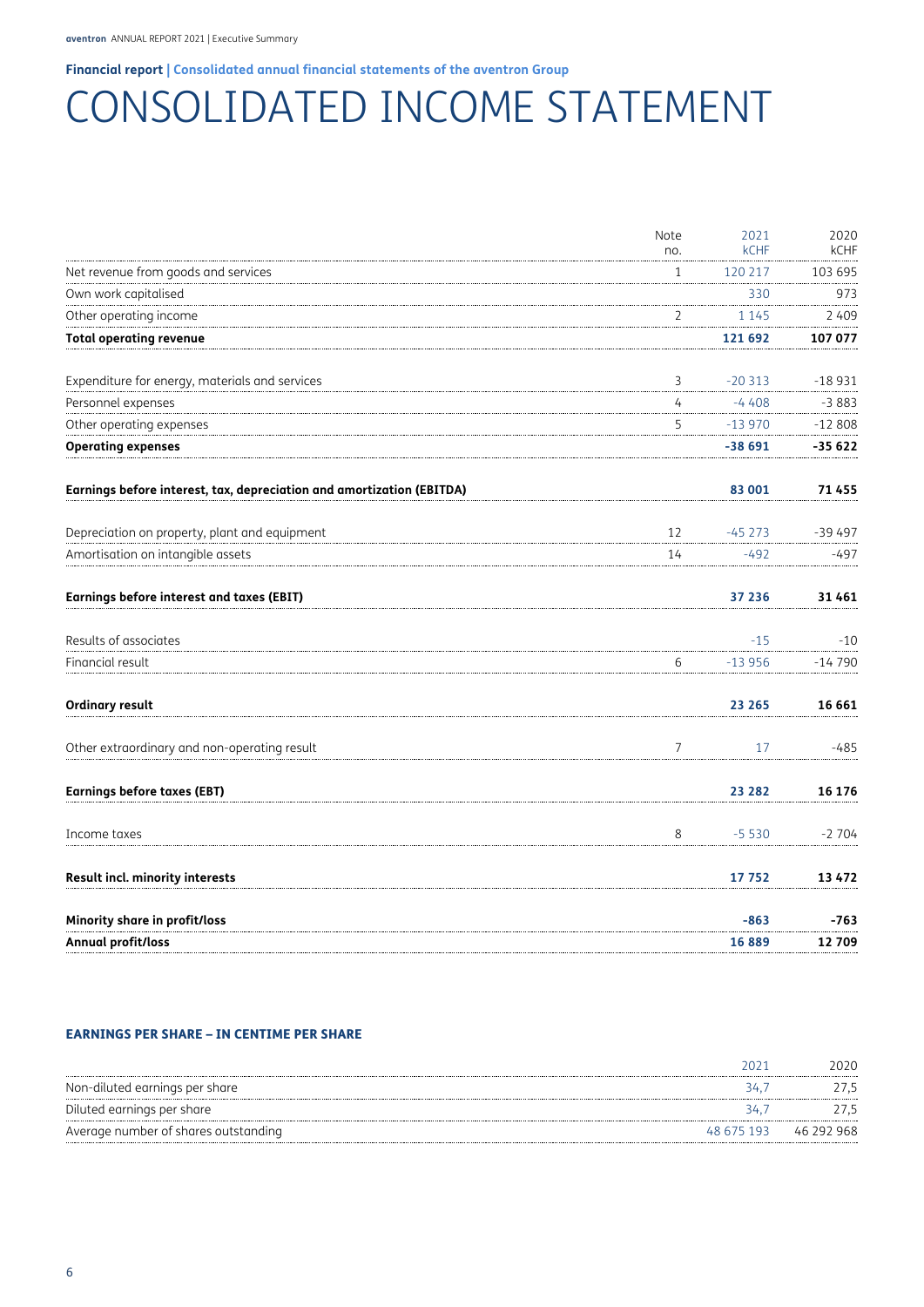Financial report | Consolidated annual financial statements of the aventron Group

# CONSOLIDATED INCOME STATEMENT

| | Note no. | 2021 kCHF | 2020 kCHF |
|---|---|---|---|
| Net revenue from goods and services | 1 | 120 217 | 103 695 |
| Own work capitalised | | 330 | 973 |
| Other operating income | 2 | 1 145 | 2 409 |
| **Total operating revenue** | | **121 692** | **107 077** |
| Expenditure for energy, materials and services | 3 | -20 313 | -18 931 |
| Personnel expenses | 4 | -4 408 | -3 883 |
| Other operating expenses | 5 | -13 970 | -12 808 |
| **Operating expenses** | | **-38 691** | **-35 622** |
| **Earnings before interest, tax, depreciation and amortization (EBITDA)** | | **83 001** | **71 455** |
| Depreciation on property, plant and equipment | 12 | -45 273 | -39 497 |
| Amortisation on intangible assets | 14 | -492 | -497 |
| **Earnings before interest and taxes (EBIT)** | | **37 236** | **31 461** |
| Results of associates | | -15 | -10 |
| Financial result | 6 | -13 956 | -14 790 |
| **Ordinary result** | | **23 265** | **16 661** |
| Other extraordinary and non-operating result | 7 | 17 | -485 |
| **Earnings before taxes (EBT)** | | **23 282** | **16 176** |
| Income taxes | 8 | -5 530 | -2 704 |
| **Result incl. minority interests** | | **17 752** | **13 472** |
| **Minority share in profit/loss** | | **-863** | **-763** |
| **Annual profit/loss** | | **16 889** | **12 709** |

### EARNINGS PER SHARE – IN CENTIME PER SHARE

| | 2021 | 2020 |
|---|---|---|
| Non-diluted earnings per share | 34,7 | 27,5 |
| Diluted earnings per share | 34,7 | 27,5 |
| Average number of shares outstanding | 48 675 193 | 46 292 968 |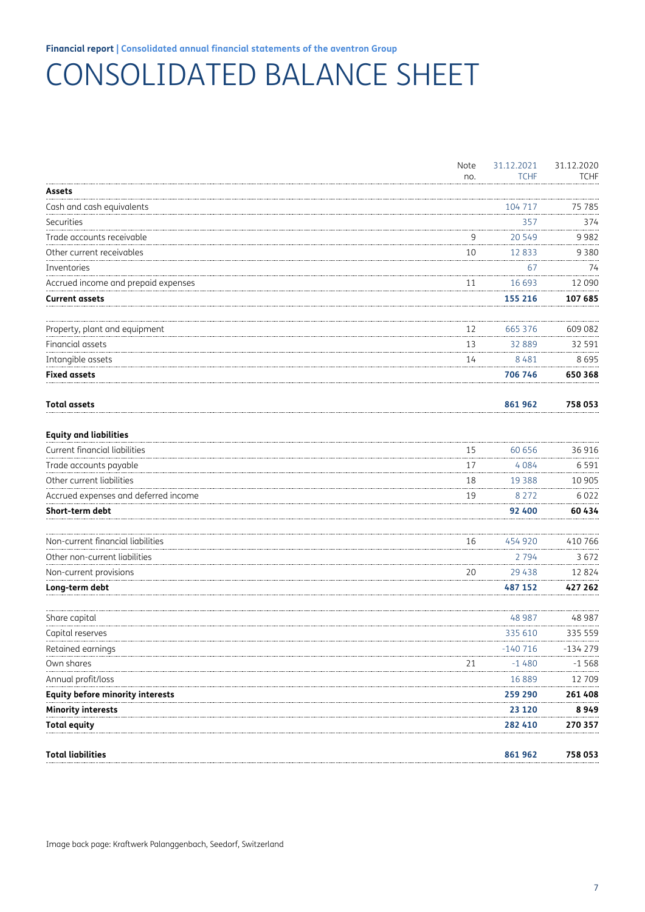Financial report | Consolidated annual financial statements of the aventron Group

# CONSOLIDATED BALANCE SHEET

| | Note no. | 31.12.2021 TCHF | 31.12.2020 TCHF |
|---|---|---|---|
| **Assets** | | | |
| Cash and cash equivalents | | 104 717 | 75 785 |
| Securities | | 357 | 374 |
| Trade accounts receivable | 9 | 20 549 | 9 982 |
| Other current receivables | 10 | 12 833 | 9 380 |
| Inventories | | 67 | 74 |
| Accrued income and prepaid expenses | 11 | 16 693 | 12 090 |
| **Current assets** | | **155 216** | **107 685** |
| Property, plant and equipment | 12 | 665 376 | 609 082 |
| Financial assets | 13 | 32 889 | 32 591 |
| Intangible assets | 14 | 8 481 | 8 695 |
| **Fixed assets** | | **706 746** | **650 368** |
| **Total assets** | | **861 962** | **758 053** |
| **Equity and liabilities** | | | |
| Current financial liabilities | 15 | 60 656 | 36 916 |
| Trade accounts payable | 17 | 4 084 | 6 591 |
| Other current liabilities | 18 | 19 388 | 10 905 |
| Accrued expenses and deferred income | 19 | 8 272 | 6 022 |
| **Short-term debt** | | **92 400** | **60 434** |
| Non-current financial liabilities | 16 | 454 920 | 410 766 |
| Other non-current liabilities | | 2 794 | 3 672 |
| Non-current provisions | 20 | 29 438 | 12 824 |
| **Long-term debt** | | **487 152** | **427 262** |
| Share capital | | 48 987 | 48 987 |
| Capital reserves | | 335 610 | 335 559 |
| Retained earnings | | -140 716 | -134 279 |
| Own shares | 21 | -1 480 | -1 568 |
| Annual profit/loss | | 16 889 | 12 709 |
| **Equity before minority interests** | | **259 290** | **261 408** |
| **Minority interests** | | **23 120** | **8 949** |
| **Total equity** | | **282 410** | **270 357** |
| **Total liabilities** | | **861 962** | **758 053** |

Image back page: Kraftwerk Palanggenbach, Seedorf, Switzerland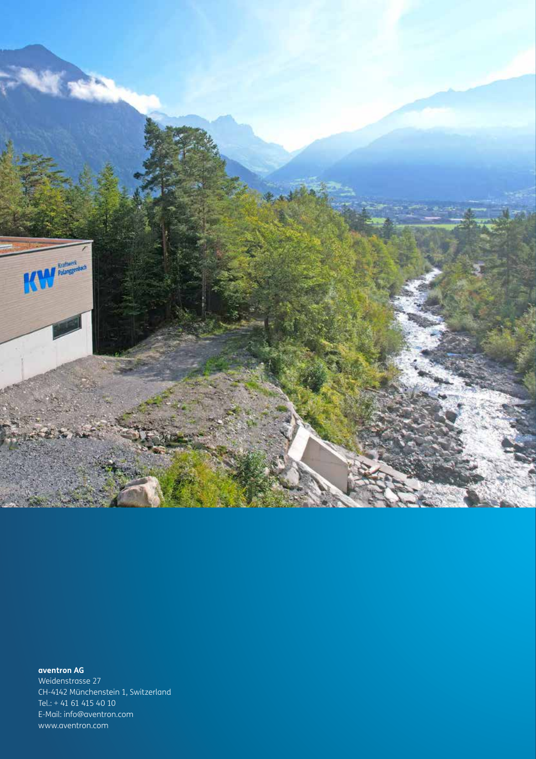**aventron AG**
Weidenstrasse 27
CH-4142 Münchenstein 1, Switzerland
Tel.: + 41 61 415 40 10
E-Mail: info@aventron.com
www.aventron.com